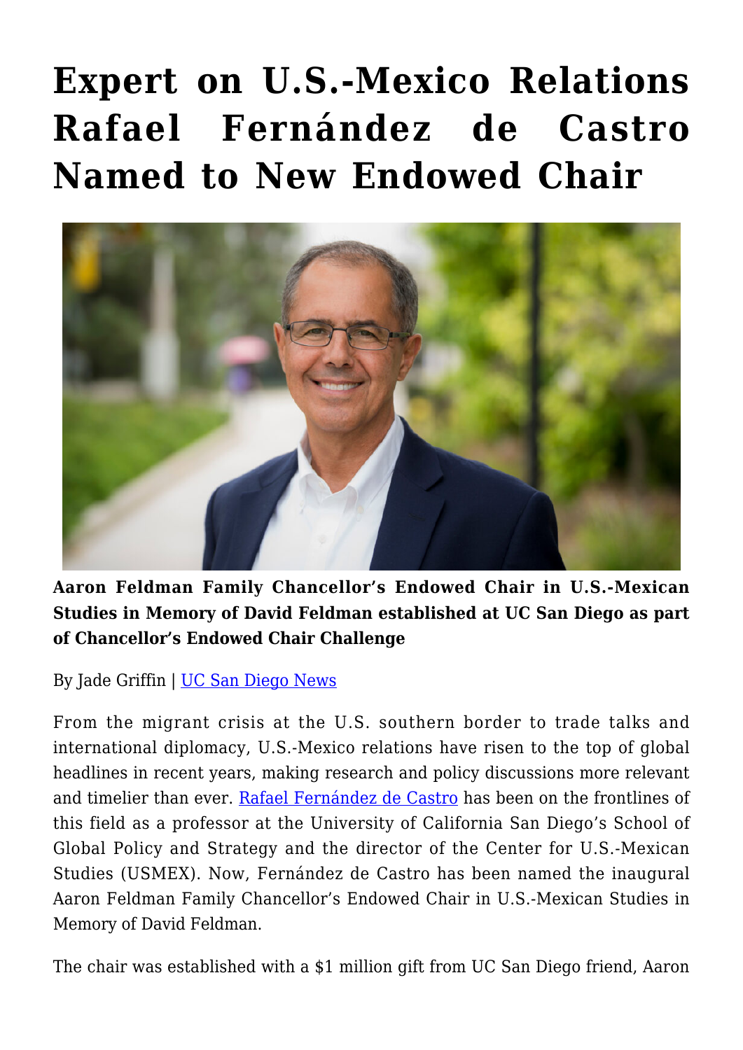# Expert on U.S.-Mexico Relations Rafael Fernández de Castro Named to New Endowed Chair

**Aaron Feldman Family Chancellor's Endowed Chair in U.S.-Mexican Studies in Memory of David Feldman established at UC San Diego as part of Chancellor's Endowed Chair Challenge**

By Jade Griffin | UC San Diego News

From the migrant crisis at the U.S. southern border to trade talks and international diplomacy, U.S.-Mexico relations have risen to the top of global headlines in recent years, making research and policy discussions more relevant and timelier than ever. Rafael Fernández de Castro has been on the frontlines of this field as a professor at the University of California San Diego's School of Global Policy and Strategy and the director of the Center for U.S.-Mexican Studies (USMEX). Now, Fernández de Castro has been named the inaugural Aaron Feldman Family Chancellor's Endowed Chair in U.S.-Mexican Studies in Memory of David Feldman.

The chair was established with a $1 million gift from UC San Diego friend, Aaron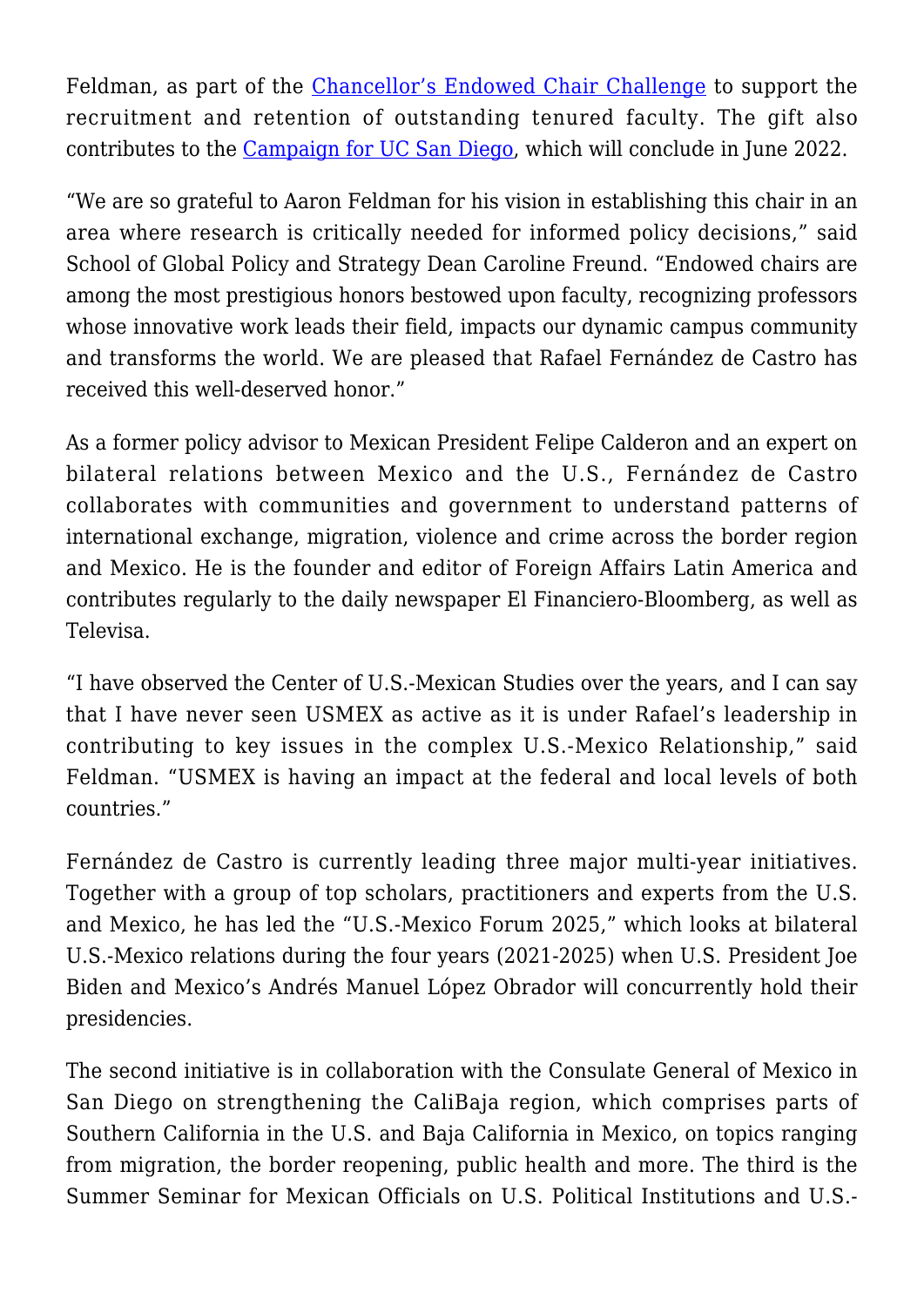Feldman, as part of the [Chancellor's Endowed Chair Challenge] to support the recruitment and retention of outstanding tenured faculty. The gift also contributes to the [Campaign for UC San Diego], which will conclude in June 2022.

"We are so grateful to Aaron Feldman for his vision in establishing this chair in an area where research is critically needed for informed policy decisions," said School of Global Policy and Strategy Dean Caroline Freund. "Endowed chairs are among the most prestigious honors bestowed upon faculty, recognizing professors whose innovative work leads their field, impacts our dynamic campus community and transforms the world. We are pleased that Rafael Fernández de Castro has received this well-deserved honor."

As a former policy advisor to Mexican President Felipe Calderon and an expert on bilateral relations between Mexico and the U.S., Fernández de Castro collaborates with communities and government to understand patterns of international exchange, migration, violence and crime across the border region and Mexico. He is the founder and editor of Foreign Affairs Latin America and contributes regularly to the daily newspaper El Financiero-Bloomberg, as well as Televisa.

"I have observed the Center of U.S.-Mexican Studies over the years, and I can say that I have never seen USMEX as active as it is under Rafael's leadership in contributing to key issues in the complex U.S.-Mexico Relationship," said Feldman. "USMEX is having an impact at the federal and local levels of both countries."

Fernández de Castro is currently leading three major multi-year initiatives. Together with a group of top scholars, practitioners and experts from the U.S. and Mexico, he has led the "U.S.-Mexico Forum 2025," which looks at bilateral U.S.-Mexico relations during the four years (2021-2025) when U.S. President Joe Biden and Mexico's Andrés Manuel López Obrador will concurrently hold their presidencies.

The second initiative is in collaboration with the Consulate General of Mexico in San Diego on strengthening the CaliBaja region, which comprises parts of Southern California in the U.S. and Baja California in Mexico, on topics ranging from migration, the border reopening, public health and more. The third is the Summer Seminar for Mexican Officials on U.S. Political Institutions and U.S.-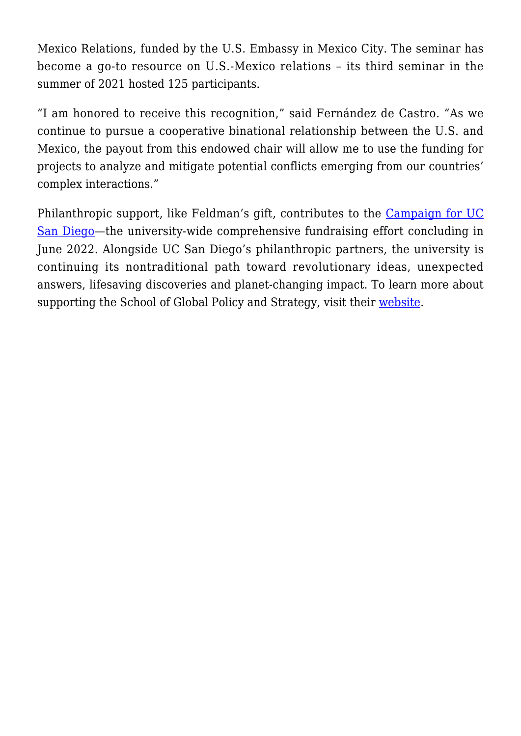Mexico Relations, funded by the U.S. Embassy in Mexico City. The seminar has become a go-to resource on U.S.-Mexico relations – its third seminar in the summer of 2021 hosted 125 participants.

"I am honored to receive this recognition," said Fernández de Castro. "As we continue to pursue a cooperative binational relationship between the U.S. and Mexico, the payout from this endowed chair will allow me to use the funding for projects to analyze and mitigate potential conflicts emerging from our countries' complex interactions."

Philanthropic support, like Feldman's gift, contributes to the [Campaign for UC San Diego]—the university-wide comprehensive fundraising effort concluding in June 2022. Alongside UC San Diego's philanthropic partners, the university is continuing its nontraditional path toward revolutionary ideas, unexpected answers, lifesaving discoveries and planet-changing impact. To learn more about supporting the School of Global Policy and Strategy, visit their [website].